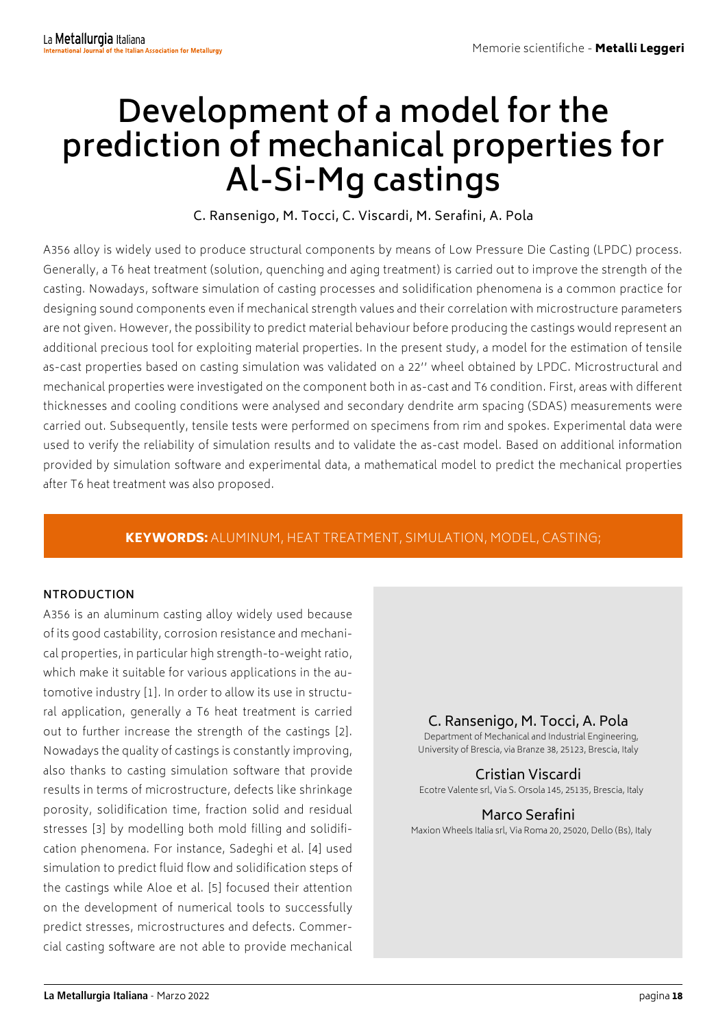# Development of a model for the prediction of mechanical properties for Al-Si-Mg castings

C. Ransenigo, M. Tocci, C. Viscardi, M. Serafini, A. Pola

A356 alloy is widely used to produce structural components by means of Low Pressure Die Casting (LPDC) process. Generally, a T6 heat treatment (solution, quenching and aging treatment) is carried out to improve the strength of the casting. Nowadays, software simulation of casting processes and solidification phenomena is a common practice for designing sound components even if mechanical strength values and their correlation with microstructure parameters are not given. However, the possibility to predict material behaviour before producing the castings would represent an additional precious tool for exploiting material properties. In the present study, a model for the estimation of tensile as-cast properties based on casting simulation was validated on a 22'' wheel obtained by LPDC. Microstructural and mechanical properties were investigated on the component both in as-cast and T6 condition. First, areas with different thicknesses and cooling conditions were analysed and secondary dendrite arm spacing (SDAS) measurements were carried out. Subsequently, tensile tests were performed on specimens from rim and spokes. Experimental data were used to verify the reliability of simulation results and to validate the as-cast model. Based on additional information provided by simulation software and experimental data, a mathematical model to predict the mechanical properties after T6 heat treatment was also proposed.

**KEYWORDS:** ALUMINUM, HEAT TREATMENT, SIMULATION, MODEL, CASTING;

**C. Ransenigo, M. Tocci, A. Pola**
Department of Mechanical and Industrial Engineering, University of Brescia, via Branze 38, 25123, Brescia, Italy

**Cristian Viscardi**
Ecotre Valente srl, Via S. Orsola 145, 25135, Brescia, Italy

**Marco Serafini**
Maxion Wheels Italia srl, Via Roma 20, 25020, Dello (Bs), Italy

## NTRODUCTION

A356 is an aluminum casting alloy widely used because of its good castability, corrosion resistance and mechanical properties, in particular high strength-to-weight ratio, which make it suitable for various applications in the automotive industry [1]. In order to allow its use in structural application, generally a T6 heat treatment is carried out to further increase the strength of the castings [2]. Nowadays the quality of castings is constantly improving, also thanks to casting simulation software that provide results in terms of microstructure, defects like shrinkage porosity, solidification time, fraction solid and residual stresses [3] by modelling both mold filling and solidification phenomena. For instance, Sadeghi et al. [4] used simulation to predict fluid flow and solidification steps of the castings while Aloe et al. [5] focused their attention on the development of numerical tools to successfully predict stresses, microstructures and defects. Commercial casting software are not able to provide mechanical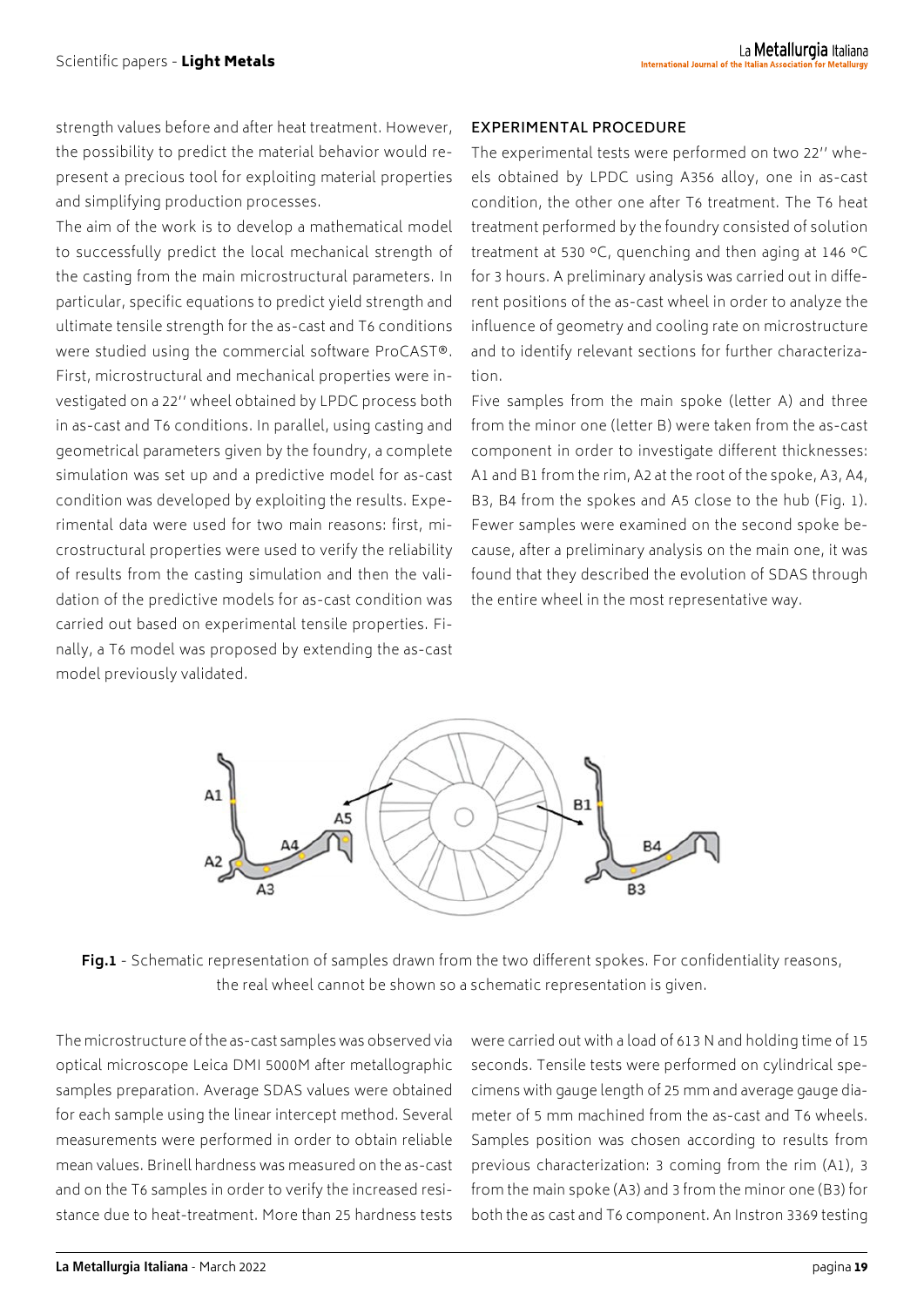strength values before and after heat treatment. However, the possibility to predict the material behavior would represent a precious tool for exploiting material properties and simplifying production processes.

The aim of the work is to develop a mathematical model to successfully predict the local mechanical strength of the casting from the main microstructural parameters. In particular, specific equations to predict yield strength and ultimate tensile strength for the as-cast and T6 conditions were studied using the commercial software ProCAST®. First, microstructural and mechanical properties were investigated on a 22'' wheel obtained by LPDC process both in as-cast and T6 conditions. In parallel, using casting and geometrical parameters given by the foundry, a complete simulation was set up and a predictive model for as-cast condition was developed by exploiting the results. Experimental data were used for two main reasons: first, microstructural properties were used to verify the reliability of results from the casting simulation and then the validation of the predictive models for as-cast condition was carried out based on experimental tensile properties. Finally, a T6 model was proposed by extending the as-cast model previously validated.

## EXPERIMENTAL PROCEDURE

The experimental tests were performed on two 22'' wheels obtained by LPDC using A356 alloy, one in as-cast condition, the other one after T6 treatment. The T6 heat treatment performed by the foundry consisted of solution treatment at 530 °C, quenching and then aging at 146 °C for 3 hours. A preliminary analysis was carried out in different positions of the as-cast wheel in order to analyze the influence of geometry and cooling rate on microstructure and to identify relevant sections for further characterization.

Five samples from the main spoke (letter A) and three from the minor one (letter B) were taken from the as-cast component in order to investigate different thicknesses: A1 and B1 from the rim, A2 at the root of the spoke, A3, A4, B3, B4 from the spokes and A5 close to the hub (Fig. 1). Fewer samples were examined on the second spoke because, after a preliminary analysis on the main one, it was found that they described the evolution of SDAS through the entire wheel in the most representative way.

**Fig.1** - Schematic representation of samples drawn from the two different spokes. For confidentiality reasons, the real wheel cannot be shown so a schematic representation is given.

The microstructure of the as-cast samples was observed via optical microscope Leica DMI 5000M after metallographic samples preparation. Average SDAS values were obtained for each sample using the linear intercept method. Several measurements were performed in order to obtain reliable mean values. Brinell hardness was measured on the as-cast and on the T6 samples in order to verify the increased resistance due to heat-treatment. More than 25 hardness tests were carried out with a load of 613 N and holding time of 15 seconds. Tensile tests were performed on cylindrical specimens with gauge length of 25 mm and average gauge diameter of 5 mm machined from the as-cast and T6 wheels. Samples position was chosen according to results from previous characterization: 3 coming from the rim (A1), 3 from the main spoke (A3) and 3 from the minor one (B3) for both the as cast and T6 component. An Instron 3369 testing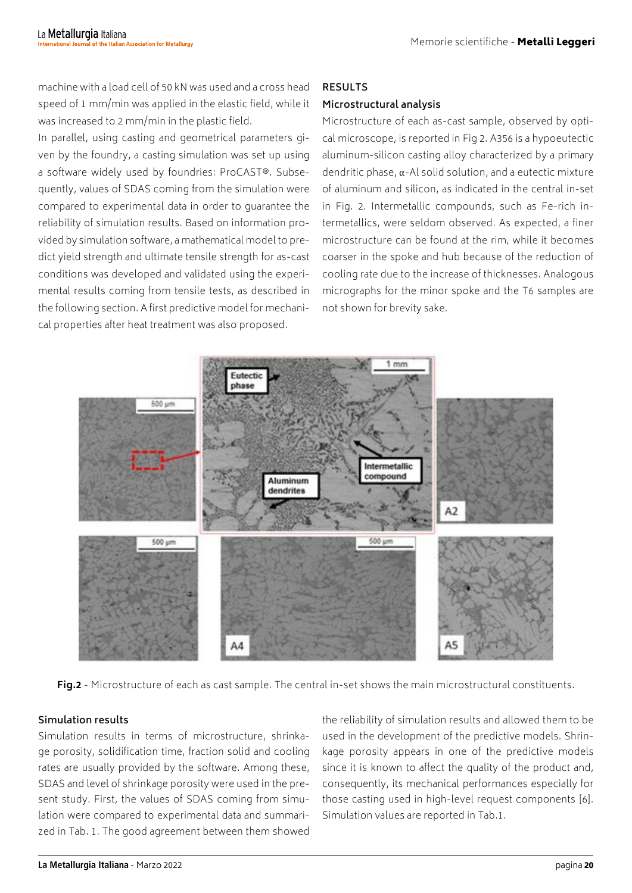machine with a load cell of 50 kN was used and a cross head speed of 1 mm/min was applied in the elastic field, while it was increased to 2 mm/min in the plastic field.

In parallel, using casting and geometrical parameters given by the foundry, a casting simulation was set up using a software widely used by foundries: ProCAST®. Subsequently, values of SDAS coming from the simulation were compared to experimental data in order to guarantee the reliability of simulation results. Based on information provided by simulation software, a mathematical model to predict yield strength and ultimate tensile strength for as-cast conditions was developed and validated using the experimental results coming from tensile tests, as described in the following section. A first predictive model for mechanical properties after heat treatment was also proposed.

## RESULTS

### Microstructural analysis

Microstructure of each as-cast sample, observed by optical microscope, is reported in Fig 2. A356 is a hypoeutectic aluminum-silicon casting alloy characterized by a primary dendritic phase, α-Al solid solution, and a eutectic mixture of aluminum and silicon, as indicated in the central in-set in Fig. 2. Intermetallic compounds, such as Fe-rich intermetallics, were seldom observed. As expected, a finer microstructure can be found at the rim, while it becomes coarser in the spoke and hub because of the reduction of cooling rate due to the increase of thicknesses. Analogous micrographs for the minor spoke and the T6 samples are not shown for brevity sake.

**Fig.2** - Microstructure of each as cast sample. The central in-set shows the main microstructural constituents.

### Simulation results

Simulation results in terms of microstructure, shrinkage porosity, solidification time, fraction solid and cooling rates are usually provided by the software. Among these, SDAS and level of shrinkage porosity were used in the present study. First, the values of SDAS coming from simulation were compared to experimental data and summarized in Tab. 1. The good agreement between them showed the reliability of simulation results and allowed them to be used in the development of the predictive models. Shrinkage porosity appears in one of the predictive models since it is known to affect the quality of the product and, consequently, its mechanical performances especially for those casting used in high-level request components [6]. Simulation values are reported in Tab.1.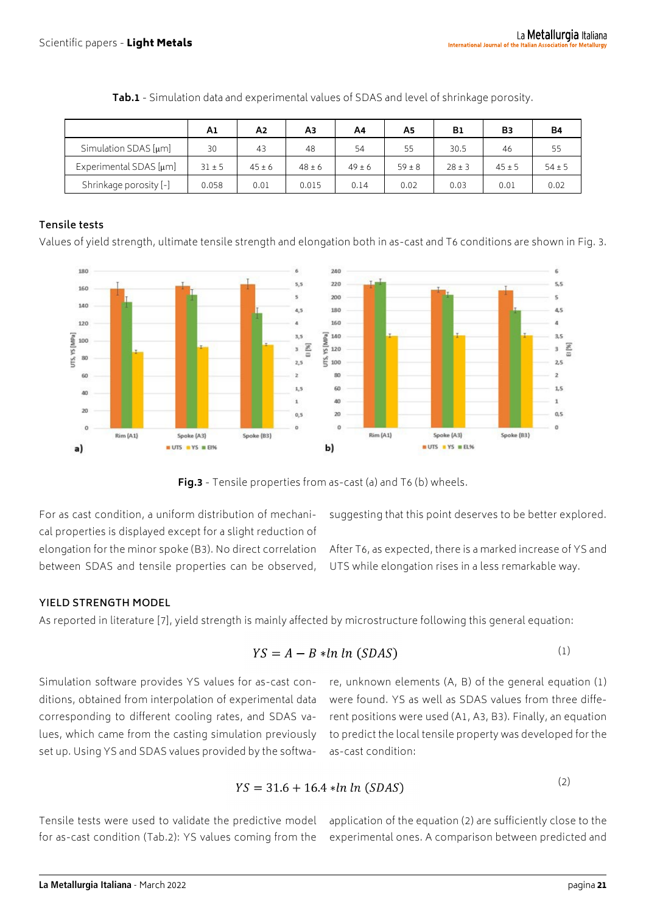**Tab.1** - Simulation data and experimental values of SDAS and level of shrinkage porosity.

| | A1 | A2 | A3 | A4 | A5 | B1 | B3 | B4 |
|---|---|---|---|---|---|---|---|---|
| Simulation SDAS [μm] | 30 | 43 | 48 | 54 | 55 | 30.5 | 46 | 55 |
| Experimental SDAS [μm] | 31 ± 5 | 45 ± 6 | 48 ± 6 | 49 ± 6 | 59 ± 8 | 28 ± 3 | 45 ± 5 | 54 ± 5 |
| Shrinkage porosity [-] | 0.058 | 0.01 | 0.015 | 0.14 | 0.02 | 0.03 | 0.01 | 0.02 |

### Tensile tests

Values of yield strength, ultimate tensile strength and elongation both in as-cast and T6 conditions are shown in Fig. 3.

**Fig.3** - Tensile properties from as-cast (a) and T6 (b) wheels.

For as cast condition, a uniform distribution of mechanical properties is displayed except for a slight reduction of elongation for the minor spoke (B3). No direct correlation between SDAS and tensile properties can be observed, suggesting that this point deserves to be better explored.

After T6, as expected, there is a marked increase of YS and UTS while elongation rises in a less remarkable way.

### YIELD STRENGTH MODEL

As reported in literature [7], yield strength is mainly affected by microstructure following this general equation:

$$YS = A - B * ln\ ln\ (SDAS) \tag{1}$$

Simulation software provides YS values for as-cast conditions, obtained from interpolation of experimental data corresponding to different cooling rates, and SDAS values, which came from the casting simulation previously set up. Using YS and SDAS values provided by the software, unknown elements (A, B) of the general equation (1) were found. YS as well as SDAS values from three different positions were used (A1, A3, B3). Finally, an equation to predict the local tensile property was developed for the as-cast condition:

$$YS = 31.6 + 16.4 * ln\ ln\ (SDAS) \tag{2}$$

Tensile tests were used to validate the predictive model for as-cast condition (Tab.2): YS values coming from the application of the equation (2) are sufficiently close to the experimental ones. A comparison between predicted and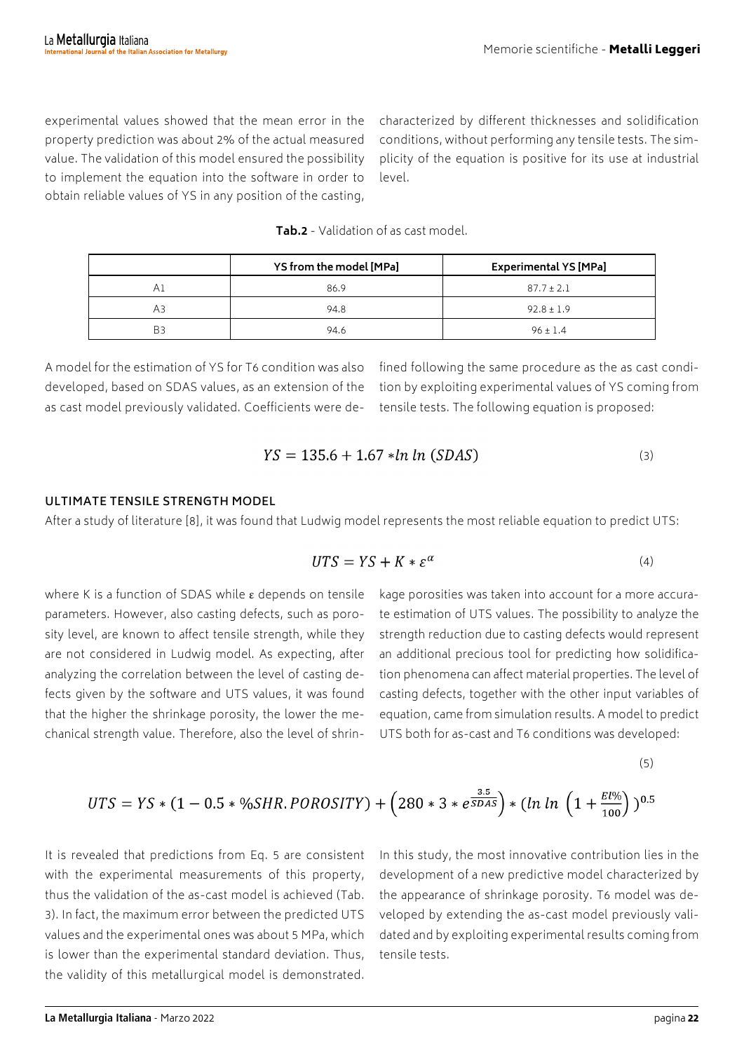experimental values showed that the mean error in the property prediction was about 2% of the actual measured value. The validation of this model ensured the possibility to implement the equation into the software in order to obtain reliable values of YS in any position of the casting, characterized by different thicknesses and solidification conditions, without performing any tensile tests. The simplicity of the equation is positive for its use at industrial level.

**Tab.2** - Validation of as cast model.

| | YS from the model [MPa] | Experimental YS [MPa] |
|---|---|---|
| A1 | 86.9 | 87.7 ± 2.1 |
| A3 | 94.8 | 92.8 ± 1.9 |
| B3 | 94.6 | 96 ± 1.4 |

A model for the estimation of YS for T6 condition was also developed, based on SDAS values, as an extension of the as cast model previously validated. Coefficients were defined following the same procedure as the as cast condition by exploiting experimental values of YS coming from tensile tests. The following equation is proposed:

$$YS = 135.6 + 1.67 * ln\, ln\, (SDAS) \tag{3}$$

## ULTIMATE TENSILE STRENGTH MODEL

After a study of literature [8], it was found that Ludwig model represents the most reliable equation to predict UTS:

$$UTS = YS + K * \varepsilon^{\alpha} \tag{4}$$

where K is a function of SDAS while ε depends on tensile parameters. However, also casting defects, such as porosity level, are known to affect tensile strength, while they are not considered in Ludwig model. As expecting, after analyzing the correlation between the level of casting defects given by the software and UTS values, it was found that the higher the shrinkage porosity, the lower the mechanical strength value. Therefore, also the level of shrinkage porosities was taken into account for a more accurate estimation of UTS values. The possibility to analyze the strength reduction due to casting defects would represent an additional precious tool for predicting how solidification phenomena can affect material properties. The level of casting defects, together with the other input variables of equation, came from simulation results. A model to predict UTS both for as-cast and T6 conditions was developed:

$$UTS = YS * (1 - 0.5 * \%SHR.POROSITY) + \left(280 * 3 * e^{\frac{3.5}{SDAS}}\right) * \left(ln\, ln\, \left(1 + \frac{El\%}{100}\right)\right)^{0.5} \tag{5}$$

It is revealed that predictions from Eq. 5 are consistent with the experimental measurements of this property, thus the validation of the as-cast model is achieved (Tab. 3). In fact, the maximum error between the predicted UTS values and the experimental ones was about 5 MPa, which is lower than the experimental standard deviation. Thus, the validity of this metallurgical model is demonstrated.

In this study, the most innovative contribution lies in the development of a new predictive model characterized by the appearance of shrinkage porosity. T6 model was developed by extending the as-cast model previously validated and by exploiting experimental results coming from tensile tests.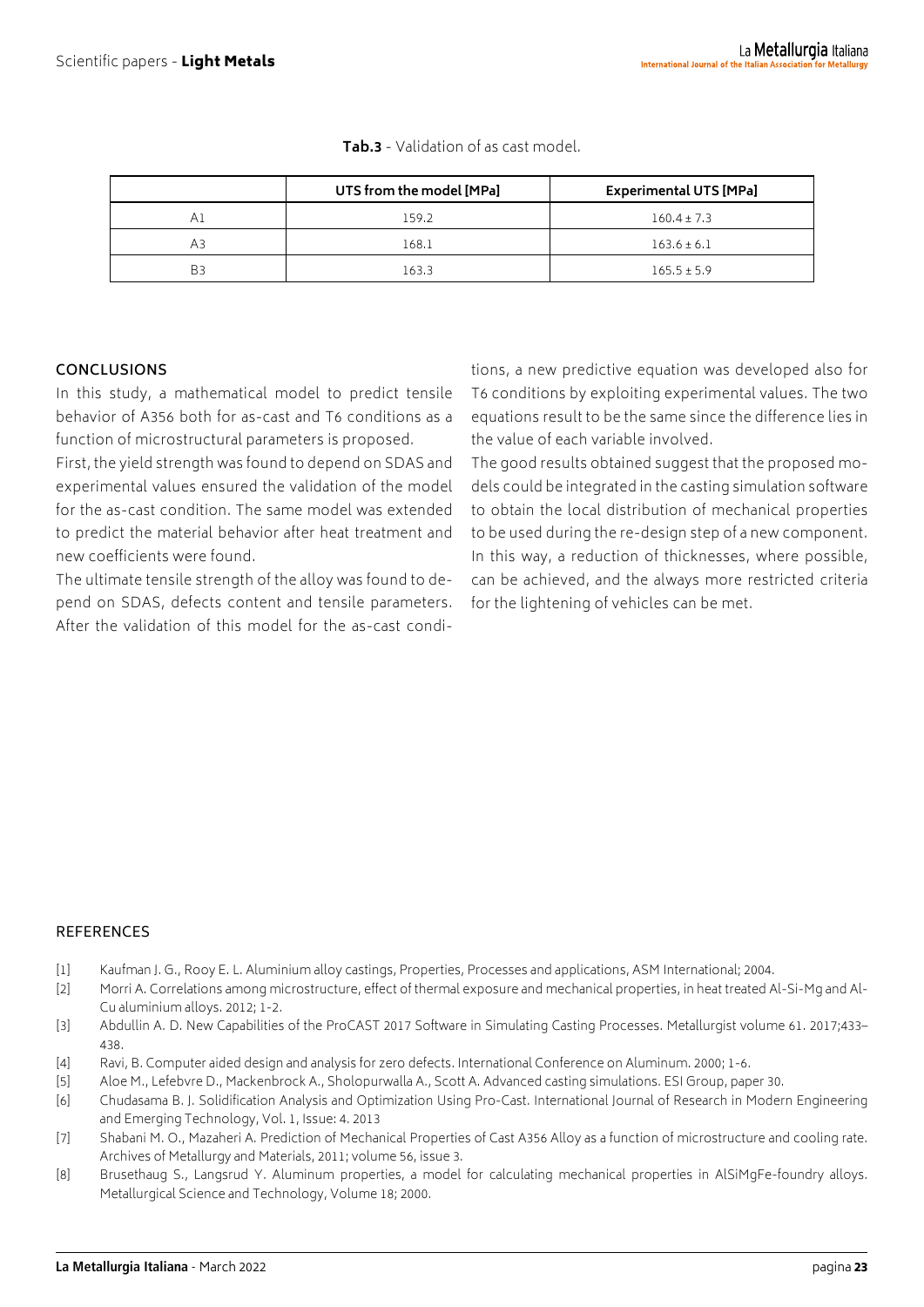**Tab.3** - Validation of as cast model.

| | UTS from the model [MPa] | Experimental UTS [MPa] |
|---|---|---|
| A1 | 159.2 | 160.4 ± 7.3 |
| A3 | 168.1 | 163.6 ± 6.1 |
| B3 | 163.3 | 165.5 ± 5.9 |

## CONCLUSIONS

In this study, a mathematical model to predict tensile behavior of A356 both for as-cast and T6 conditions as a function of microstructural parameters is proposed.

First, the yield strength was found to depend on SDAS and experimental values ensured the validation of the model for the as-cast condition. The same model was extended to predict the material behavior after heat treatment and new coefficients were found.

The ultimate tensile strength of the alloy was found to depend on SDAS, defects content and tensile parameters. After the validation of this model for the as-cast conditions, a new predictive equation was developed also for T6 conditions by exploiting experimental values. The two equations result to be the same since the difference lies in the value of each variable involved.

The good results obtained suggest that the proposed models could be integrated in the casting simulation software to obtain the local distribution of mechanical properties to be used during the re-design step of a new component. In this way, a reduction of thicknesses, where possible, can be achieved, and the always more restricted criteria for the lightening of vehicles can be met.

## REFERENCES

[1] Kaufman J. G., Rooy E. L. Aluminium alloy castings, Properties, Processes and applications, ASM International; 2004.

[2] Morri A. Correlations among microstructure, effect of thermal exposure and mechanical properties, in heat treated Al-Si-Mg and Al-Cu aluminium alloys. 2012; 1-2.

[3] Abdullin A. D. New Capabilities of the ProCAST 2017 Software in Simulating Casting Processes. Metallurgist volume 61. 2017;433–438.

[4] Ravi, B. Computer aided design and analysis for zero defects. International Conference on Aluminum. 2000; 1-6.

[5] Aloe M., Lefebvre D., Mackenbrock A., Sholopurwalla A., Scott A. Advanced casting simulations. ESI Group, paper 30.

[6] Chudasama B. J. Solidification Analysis and Optimization Using Pro-Cast. International Journal of Research in Modern Engineering and Emerging Technology, Vol. 1, Issue: 4. 2013

[7] Shabani M. O., Mazaheri A. Prediction of Mechanical Properties of Cast A356 Alloy as a function of microstructure and cooling rate. Archives of Metallurgy and Materials, 2011; volume 56, issue 3.

[8] Brusethaug S., Langsrud Y. Aluminum properties, a model for calculating mechanical properties in AlSiMgFe-foundry alloys. Metallurgical Science and Technology, Volume 18; 2000.